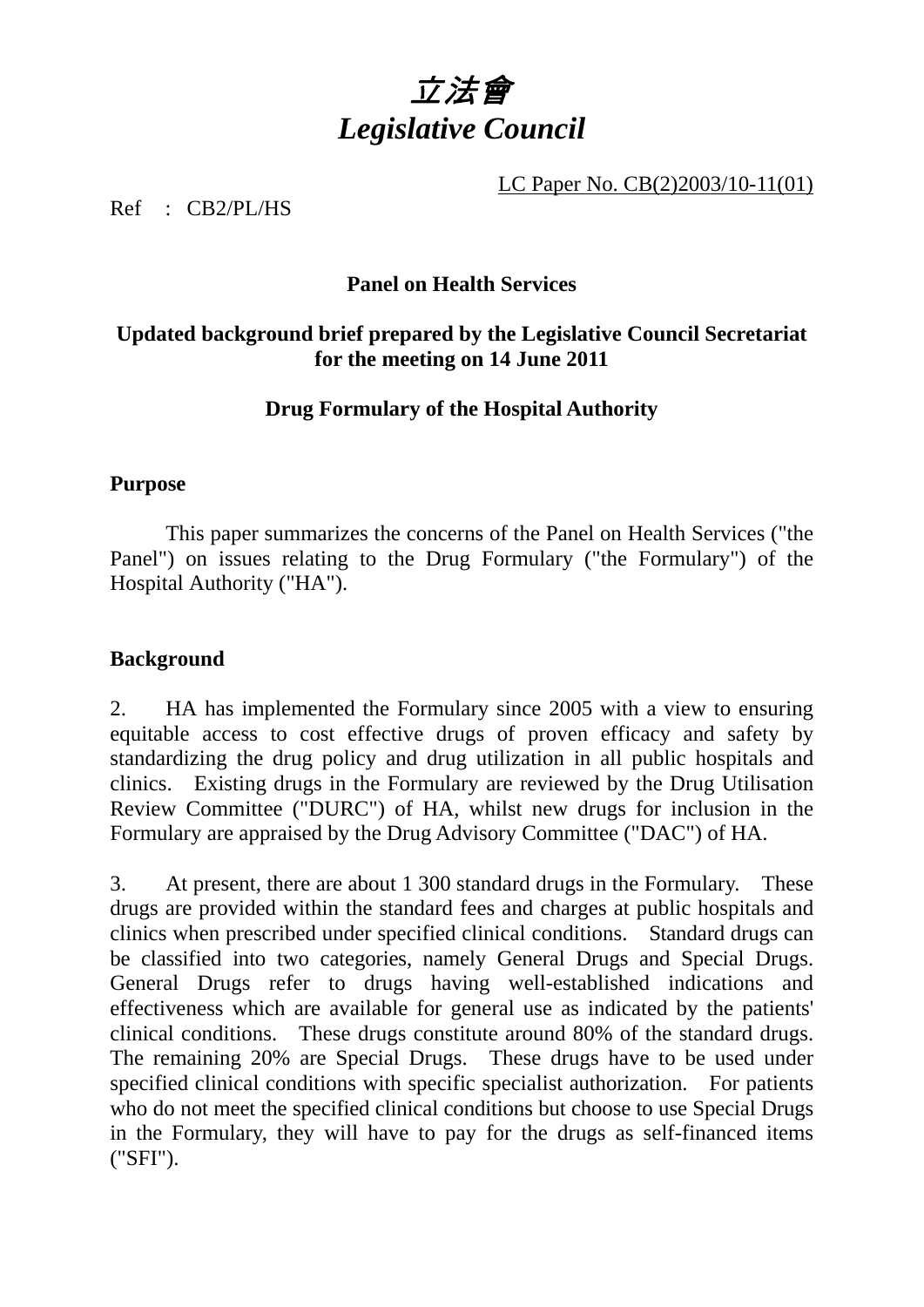# *立法會*
# *Legislative Council*

LC Paper No. CB(2)2003/10-11(01)

Ref : CB2/PL/HS

**Panel on Health Services**

**Updated background brief prepared by the Legislative Council Secretariat for the meeting on 14 June 2011**

**Drug Formulary of the Hospital Authority**

**Purpose**

This paper summarizes the concerns of the Panel on Health Services ("the Panel") on issues relating to the Drug Formulary ("the Formulary") of the Hospital Authority ("HA").

**Background**

2. HA has implemented the Formulary since 2005 with a view to ensuring equitable access to cost effective drugs of proven efficacy and safety by standardizing the drug policy and drug utilization in all public hospitals and clinics. Existing drugs in the Formulary are reviewed by the Drug Utilisation Review Committee ("DURC") of HA, whilst new drugs for inclusion in the Formulary are appraised by the Drug Advisory Committee ("DAC") of HA.

3. At present, there are about 1 300 standard drugs in the Formulary. These drugs are provided within the standard fees and charges at public hospitals and clinics when prescribed under specified clinical conditions. Standard drugs can be classified into two categories, namely General Drugs and Special Drugs. General Drugs refer to drugs having well-established indications and effectiveness which are available for general use as indicated by the patients' clinical conditions. These drugs constitute around 80% of the standard drugs. The remaining 20% are Special Drugs. These drugs have to be used under specified clinical conditions with specific specialist authorization. For patients who do not meet the specified clinical conditions but choose to use Special Drugs in the Formulary, they will have to pay for the drugs as self-financed items ("SFI").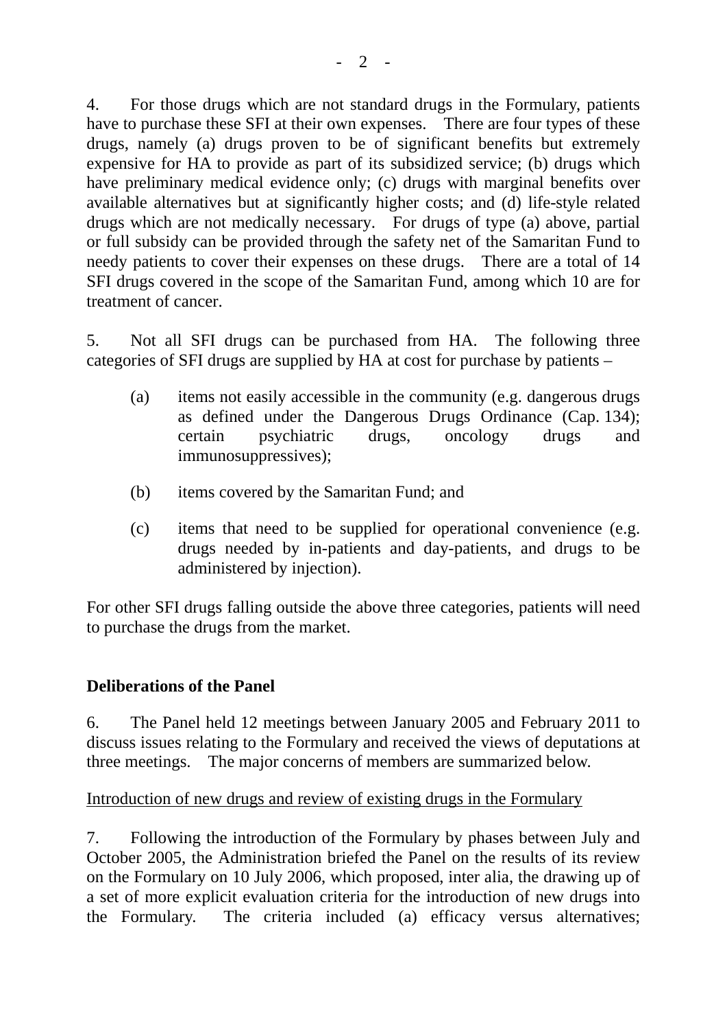4. For those drugs which are not standard drugs in the Formulary, patients have to purchase these SFI at their own expenses. There are four types of these drugs, namely (a) drugs proven to be of significant benefits but extremely expensive for HA to provide as part of its subsidized service; (b) drugs which have preliminary medical evidence only; (c) drugs with marginal benefits over available alternatives but at significantly higher costs; and (d) life-style related drugs which are not medically necessary. For drugs of type (a) above, partial or full subsidy can be provided through the safety net of the Samaritan Fund to needy patients to cover their expenses on these drugs. There are a total of 14 SFI drugs covered in the scope of the Samaritan Fund, among which 10 are for treatment of cancer.

5. Not all SFI drugs can be purchased from HA. The following three categories of SFI drugs are supplied by HA at cost for purchase by patients –

(a) items not easily accessible in the community (e.g. dangerous drugs as defined under the Dangerous Drugs Ordinance (Cap. 134); certain psychiatric drugs, oncology drugs and immunosuppressives);

(b) items covered by the Samaritan Fund; and

(c) items that need to be supplied for operational convenience (e.g. drugs needed by in-patients and day-patients, and drugs to be administered by injection).

For other SFI drugs falling outside the above three categories, patients will need to purchase the drugs from the market.

**Deliberations of the Panel**

6. The Panel held 12 meetings between January 2005 and February 2011 to discuss issues relating to the Formulary and received the views of deputations at three meetings. The major concerns of members are summarized below.

<u>Introduction of new drugs and review of existing drugs in the Formulary</u>

7. Following the introduction of the Formulary by phases between July and October 2005, the Administration briefed the Panel on the results of its review on the Formulary on 10 July 2006, which proposed, inter alia, the drawing up of a set of more explicit evaluation criteria for the introduction of new drugs into the Formulary. The criteria included (a) efficacy versus alternatives;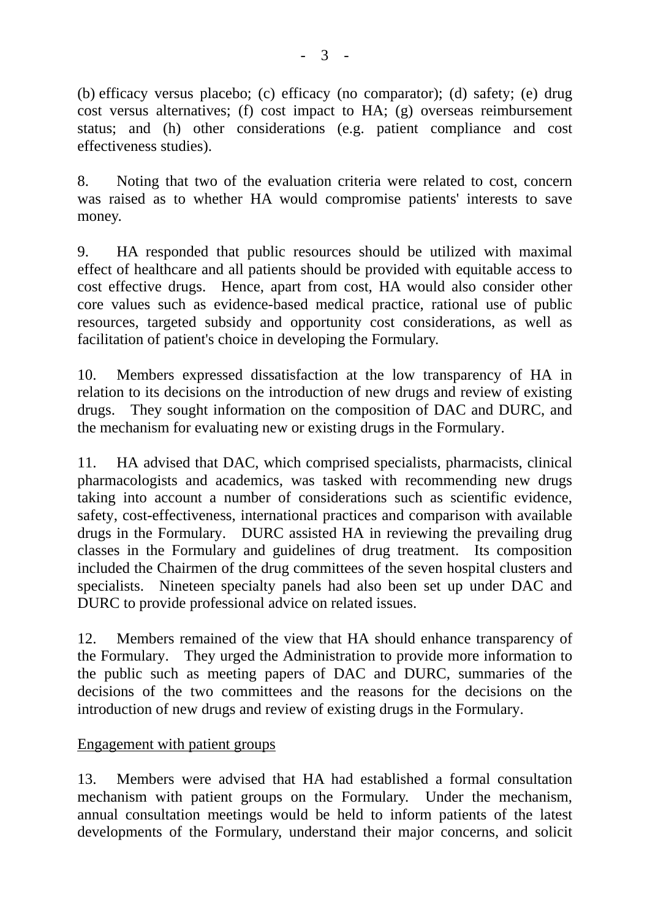(b) efficacy versus placebo; (c) efficacy (no comparator); (d) safety; (e) drug cost versus alternatives; (f) cost impact to HA; (g) overseas reimbursement status; and (h) other considerations (e.g. patient compliance and cost effectiveness studies).

8. Noting that two of the evaluation criteria were related to cost, concern was raised as to whether HA would compromise patients' interests to save money.

9. HA responded that public resources should be utilized with maximal effect of healthcare and all patients should be provided with equitable access to cost effective drugs. Hence, apart from cost, HA would also consider other core values such as evidence-based medical practice, rational use of public resources, targeted subsidy and opportunity cost considerations, as well as facilitation of patient's choice in developing the Formulary.

10. Members expressed dissatisfaction at the low transparency of HA in relation to its decisions on the introduction of new drugs and review of existing drugs. They sought information on the composition of DAC and DURC, and the mechanism for evaluating new or existing drugs in the Formulary.

11. HA advised that DAC, which comprised specialists, pharmacists, clinical pharmacologists and academics, was tasked with recommending new drugs taking into account a number of considerations such as scientific evidence, safety, cost-effectiveness, international practices and comparison with available drugs in the Formulary. DURC assisted HA in reviewing the prevailing drug classes in the Formulary and guidelines of drug treatment. Its composition included the Chairmen of the drug committees of the seven hospital clusters and specialists. Nineteen specialty panels had also been set up under DAC and DURC to provide professional advice on related issues.

12. Members remained of the view that HA should enhance transparency of the Formulary. They urged the Administration to provide more information to the public such as meeting papers of DAC and DURC, summaries of the decisions of the two committees and the reasons for the decisions on the introduction of new drugs and review of existing drugs in the Formulary.

<u>Engagement with patient groups</u>

13. Members were advised that HA had established a formal consultation mechanism with patient groups on the Formulary. Under the mechanism, annual consultation meetings would be held to inform patients of the latest developments of the Formulary, understand their major concerns, and solicit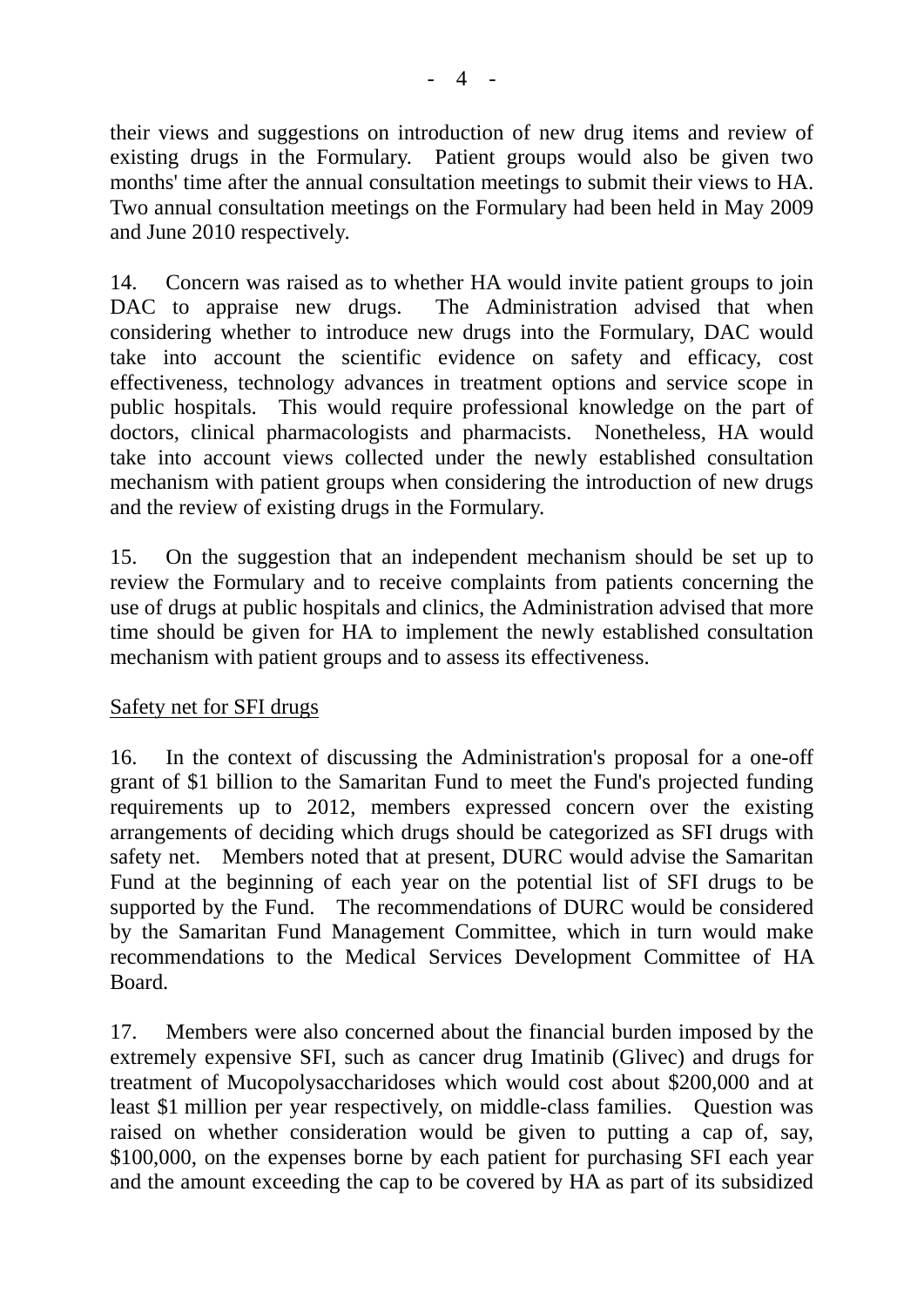their views and suggestions on introduction of new drug items and review of existing drugs in the Formulary. Patient groups would also be given two months' time after the annual consultation meetings to submit their views to HA. Two annual consultation meetings on the Formulary had been held in May 2009 and June 2010 respectively.

14. Concern was raised as to whether HA would invite patient groups to join DAC to appraise new drugs. The Administration advised that when considering whether to introduce new drugs into the Formulary, DAC would take into account the scientific evidence on safety and efficacy, cost effectiveness, technology advances in treatment options and service scope in public hospitals. This would require professional knowledge on the part of doctors, clinical pharmacologists and pharmacists. Nonetheless, HA would take into account views collected under the newly established consultation mechanism with patient groups when considering the introduction of new drugs and the review of existing drugs in the Formulary.

15. On the suggestion that an independent mechanism should be set up to review the Formulary and to receive complaints from patients concerning the use of drugs at public hospitals and clinics, the Administration advised that more time should be given for HA to implement the newly established consultation mechanism with patient groups and to assess its effectiveness.

<u>Safety net for SFI drugs</u>

16. In the context of discussing the Administration's proposal for a one-off grant of $1 billion to the Samaritan Fund to meet the Fund's projected funding requirements up to 2012, members expressed concern over the existing arrangements of deciding which drugs should be categorized as SFI drugs with safety net. Members noted that at present, DURC would advise the Samaritan Fund at the beginning of each year on the potential list of SFI drugs to be supported by the Fund. The recommendations of DURC would be considered by the Samaritan Fund Management Committee, which in turn would make recommendations to the Medical Services Development Committee of HA Board.

17. Members were also concerned about the financial burden imposed by the extremely expensive SFI, such as cancer drug Imatinib (Glivec) and drugs for treatment of Mucopolysaccharidoses which would cost about $200,000 and at least $1 million per year respectively, on middle-class families. Question was raised on whether consideration would be given to putting a cap of, say, $100,000, on the expenses borne by each patient for purchasing SFI each year and the amount exceeding the cap to be covered by HA as part of its subsidized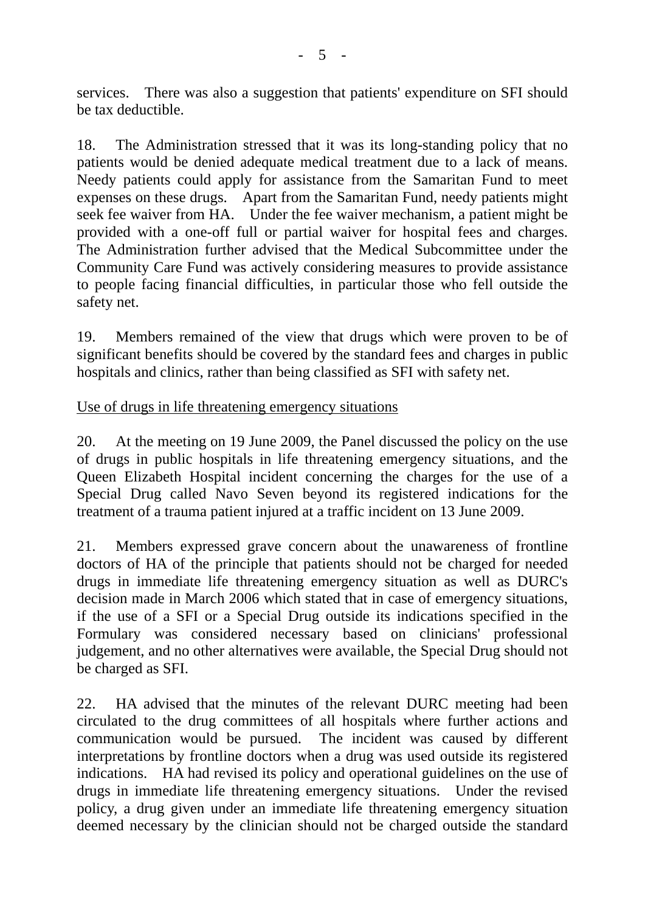services. There was also a suggestion that patients' expenditure on SFI should be tax deductible.

18. The Administration stressed that it was its long-standing policy that no patients would be denied adequate medical treatment due to a lack of means. Needy patients could apply for assistance from the Samaritan Fund to meet expenses on these drugs. Apart from the Samaritan Fund, needy patients might seek fee waiver from HA. Under the fee waiver mechanism, a patient might be provided with a one-off full or partial waiver for hospital fees and charges. The Administration further advised that the Medical Subcommittee under the Community Care Fund was actively considering measures to provide assistance to people facing financial difficulties, in particular those who fell outside the safety net.

19. Members remained of the view that drugs which were proven to be of significant benefits should be covered by the standard fees and charges in public hospitals and clinics, rather than being classified as SFI with safety net.

<u>Use of drugs in life threatening emergency situations</u>

20. At the meeting on 19 June 2009, the Panel discussed the policy on the use of drugs in public hospitals in life threatening emergency situations, and the Queen Elizabeth Hospital incident concerning the charges for the use of a Special Drug called Navo Seven beyond its registered indications for the treatment of a trauma patient injured at a traffic incident on 13 June 2009.

21. Members expressed grave concern about the unawareness of frontline doctors of HA of the principle that patients should not be charged for needed drugs in immediate life threatening emergency situation as well as DURC's decision made in March 2006 which stated that in case of emergency situations, if the use of a SFI or a Special Drug outside its indications specified in the Formulary was considered necessary based on clinicians' professional judgement, and no other alternatives were available, the Special Drug should not be charged as SFI.

22. HA advised that the minutes of the relevant DURC meeting had been circulated to the drug committees of all hospitals where further actions and communication would be pursued. The incident was caused by different interpretations by frontline doctors when a drug was used outside its registered indications. HA had revised its policy and operational guidelines on the use of drugs in immediate life threatening emergency situations. Under the revised policy, a drug given under an immediate life threatening emergency situation deemed necessary by the clinician should not be charged outside the standard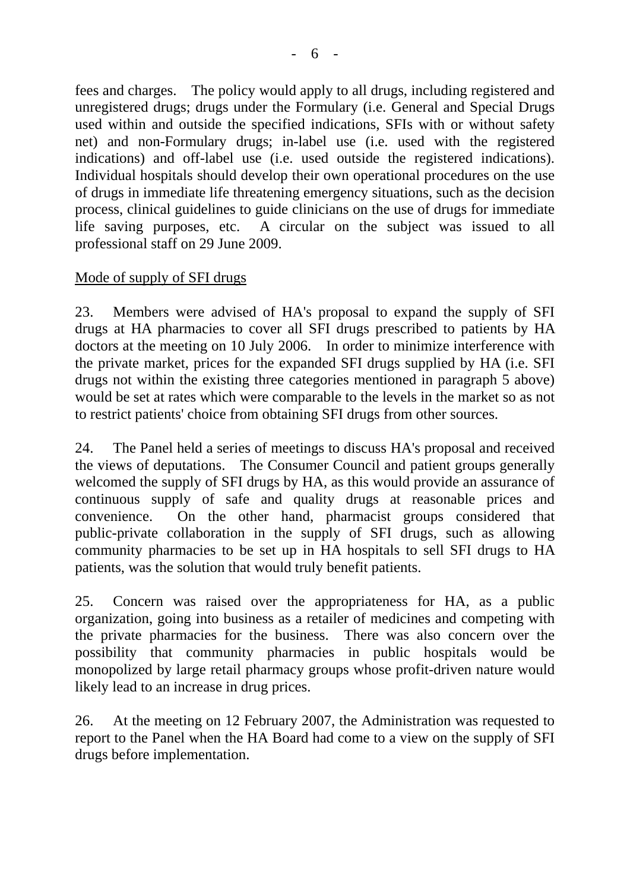fees and charges. The policy would apply to all drugs, including registered and unregistered drugs; drugs under the Formulary (i.e. General and Special Drugs used within and outside the specified indications, SFIs with or without safety net) and non-Formulary drugs; in-label use (i.e. used with the registered indications) and off-label use (i.e. used outside the registered indications). Individual hospitals should develop their own operational procedures on the use of drugs in immediate life threatening emergency situations, such as the decision process, clinical guidelines to guide clinicians on the use of drugs for immediate life saving purposes, etc. A circular on the subject was issued to all professional staff on 29 June 2009.

<u>Mode of supply of SFI drugs</u>

23. Members were advised of HA's proposal to expand the supply of SFI drugs at HA pharmacies to cover all SFI drugs prescribed to patients by HA doctors at the meeting on 10 July 2006. In order to minimize interference with the private market, prices for the expanded SFI drugs supplied by HA (i.e. SFI drugs not within the existing three categories mentioned in paragraph 5 above) would be set at rates which were comparable to the levels in the market so as not to restrict patients' choice from obtaining SFI drugs from other sources.

24. The Panel held a series of meetings to discuss HA's proposal and received the views of deputations. The Consumer Council and patient groups generally welcomed the supply of SFI drugs by HA, as this would provide an assurance of continuous supply of safe and quality drugs at reasonable prices and convenience. On the other hand, pharmacist groups considered that public-private collaboration in the supply of SFI drugs, such as allowing community pharmacies to be set up in HA hospitals to sell SFI drugs to HA patients, was the solution that would truly benefit patients.

25. Concern was raised over the appropriateness for HA, as a public organization, going into business as a retailer of medicines and competing with the private pharmacies for the business. There was also concern over the possibility that community pharmacies in public hospitals would be monopolized by large retail pharmacy groups whose profit-driven nature would likely lead to an increase in drug prices.

26. At the meeting on 12 February 2007, the Administration was requested to report to the Panel when the HA Board had come to a view on the supply of SFI drugs before implementation.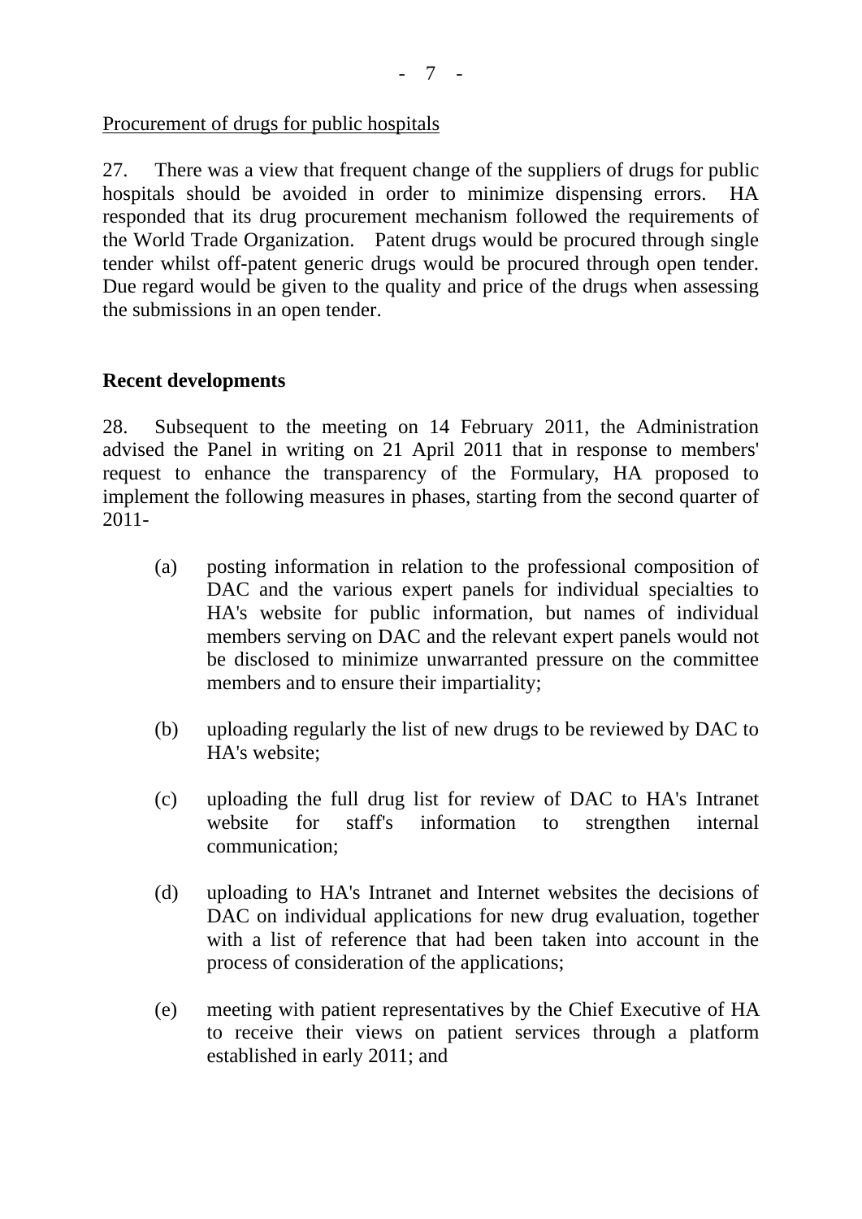Procurement of drugs for public hospitals

27. There was a view that frequent change of the suppliers of drugs for public hospitals should be avoided in order to minimize dispensing errors. HA responded that its drug procurement mechanism followed the requirements of the World Trade Organization. Patent drugs would be procured through single tender whilst off-patent generic drugs would be procured through open tender. Due regard would be given to the quality and price of the drugs when assessing the submissions in an open tender.

## Recent developments

28. Subsequent to the meeting on 14 February 2011, the Administration advised the Panel in writing on 21 April 2011 that in response to members' request to enhance the transparency of the Formulary, HA proposed to implement the following measures in phases, starting from the second quarter of 2011-

(a) posting information in relation to the professional composition of DAC and the various expert panels for individual specialties to HA's website for public information, but names of individual members serving on DAC and the relevant expert panels would not be disclosed to minimize unwarranted pressure on the committee members and to ensure their impartiality;

(b) uploading regularly the list of new drugs to be reviewed by DAC to HA's website;

(c) uploading the full drug list for review of DAC to HA's Intranet website for staff's information to strengthen internal communication;

(d) uploading to HA's Intranet and Internet websites the decisions of DAC on individual applications for new drug evaluation, together with a list of reference that had been taken into account in the process of consideration of the applications;

(e) meeting with patient representatives by the Chief Executive of HA to receive their views on patient services through a platform established in early 2011; and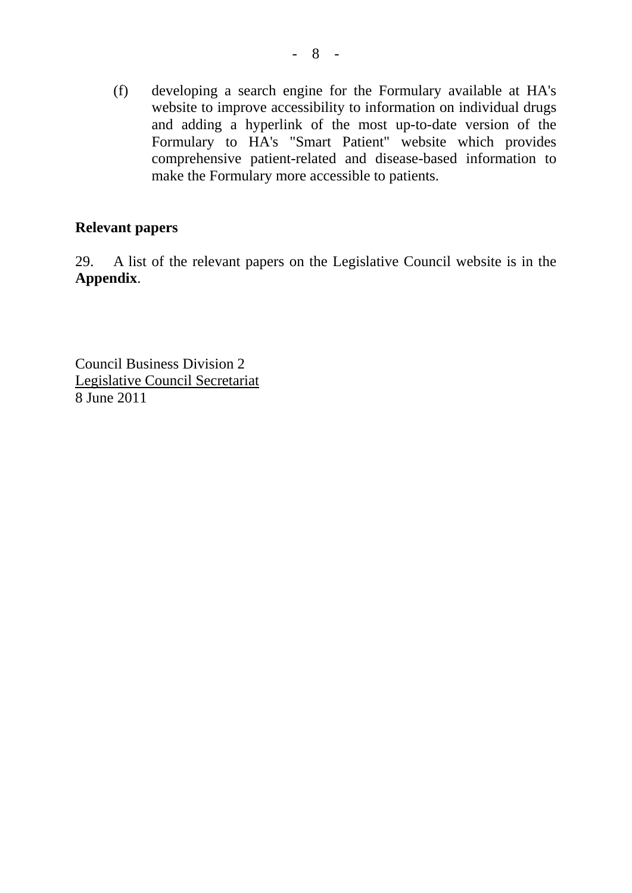(f) developing a search engine for the Formulary available at HA's website to improve accessibility to information on individual drugs and adding a hyperlink of the most up-to-date version of the Formulary to HA's "Smart Patient" website which provides comprehensive patient-related and disease-based information to make the Formulary more accessible to patients.

## Relevant papers

29. A list of the relevant papers on the Legislative Council website is in the **Appendix**.

Council Business Division 2
Legislative Council Secretariat
8 June 2011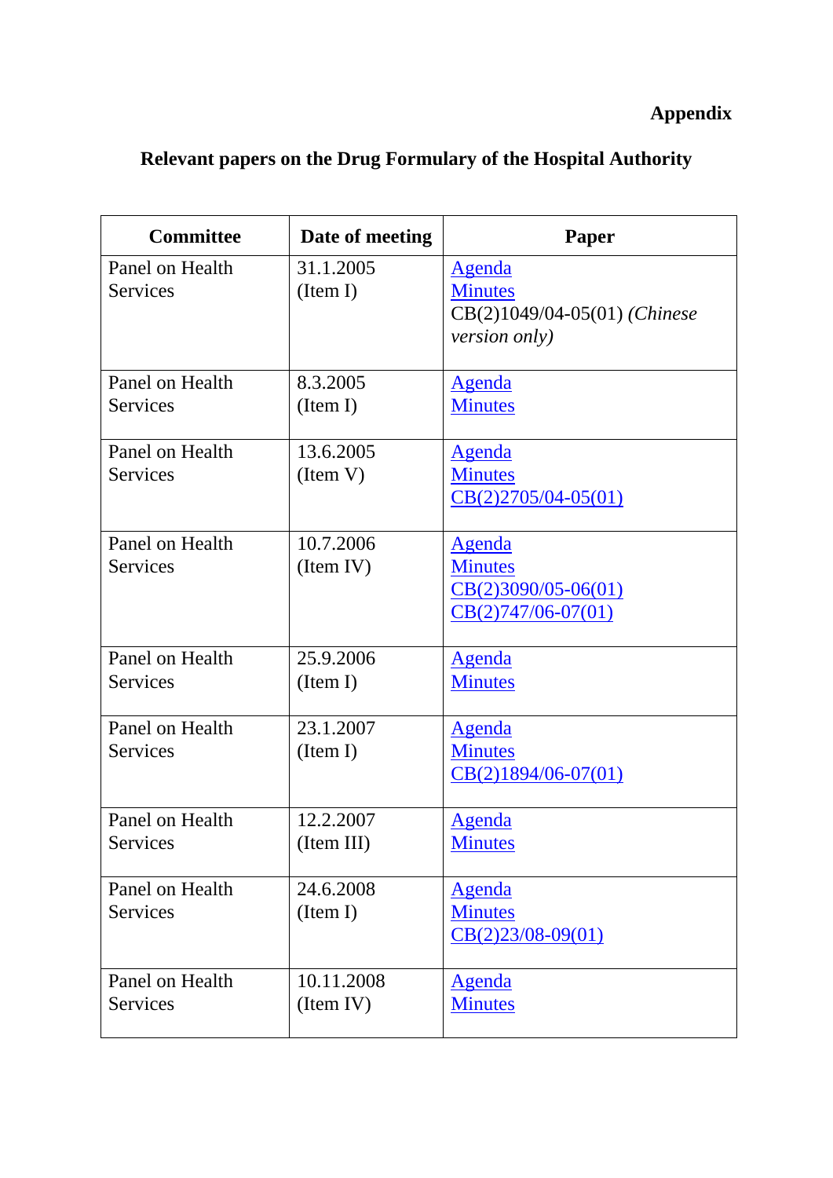**Appendix**

**Relevant papers on the Drug Formulary of the Hospital Authority**

| Committee | Date of meeting | Paper |
|---|---|---|
| Panel on Health Services | 31.1.2005 (Item I) | Agenda<br>Minutes<br>CB(2)1049/04-05(01) *(Chinese version only)* |
| Panel on Health Services | 8.3.2005 (Item I) | Agenda<br>Minutes |
| Panel on Health Services | 13.6.2005 (Item V) | Agenda<br>Minutes<br>CB(2)2705/04-05(01) |
| Panel on Health Services | 10.7.2006 (Item IV) | Agenda<br>Minutes<br>CB(2)3090/05-06(01)<br>CB(2)747/06-07(01) |
| Panel on Health Services | 25.9.2006 (Item I) | Agenda<br>Minutes |
| Panel on Health Services | 23.1.2007 (Item I) | Agenda<br>Minutes<br>CB(2)1894/06-07(01) |
| Panel on Health Services | 12.2.2007 (Item III) | Agenda<br>Minutes |
| Panel on Health Services | 24.6.2008 (Item I) | Agenda<br>Minutes<br>CB(2)23/08-09(01) |
| Panel on Health Services | 10.11.2008 (Item IV) | Agenda<br>Minutes |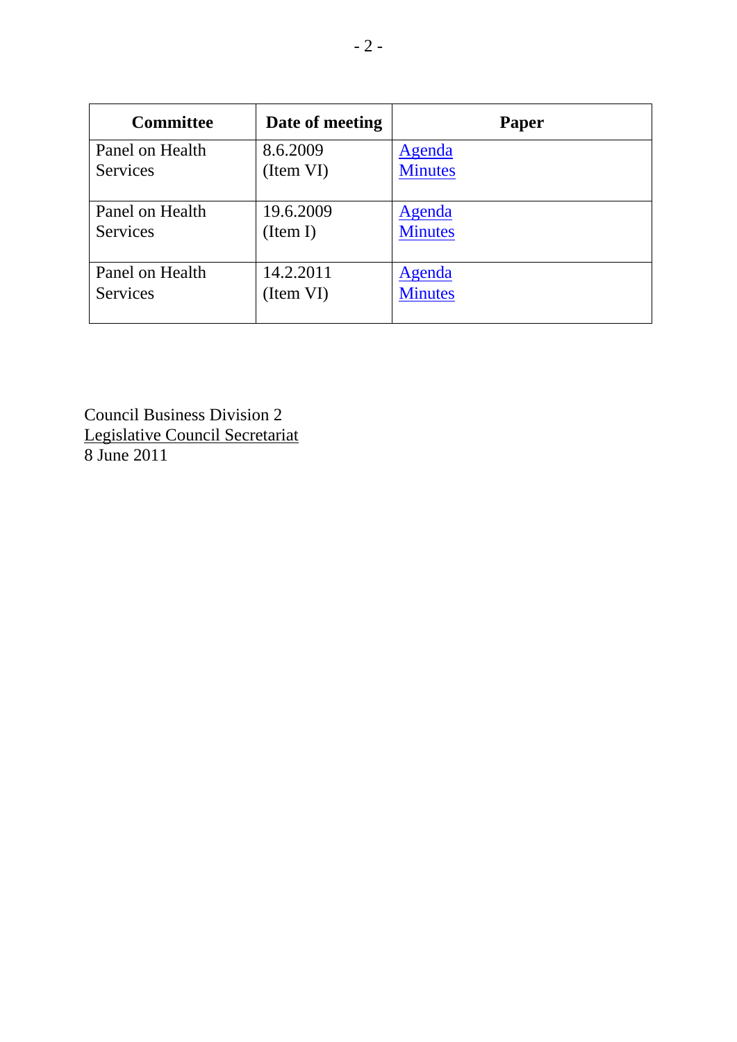| Committee | Date of meeting | Paper |
|---|---|---|
| Panel on Health Services | 8.6.2009 (Item VI) | Agenda Minutes |
| Panel on Health Services | 19.6.2009 (Item I) | Agenda Minutes |
| Panel on Health Services | 14.2.2011 (Item VI) | Agenda Minutes |

Council Business Division 2
Legislative Council Secretariat
8 June 2011